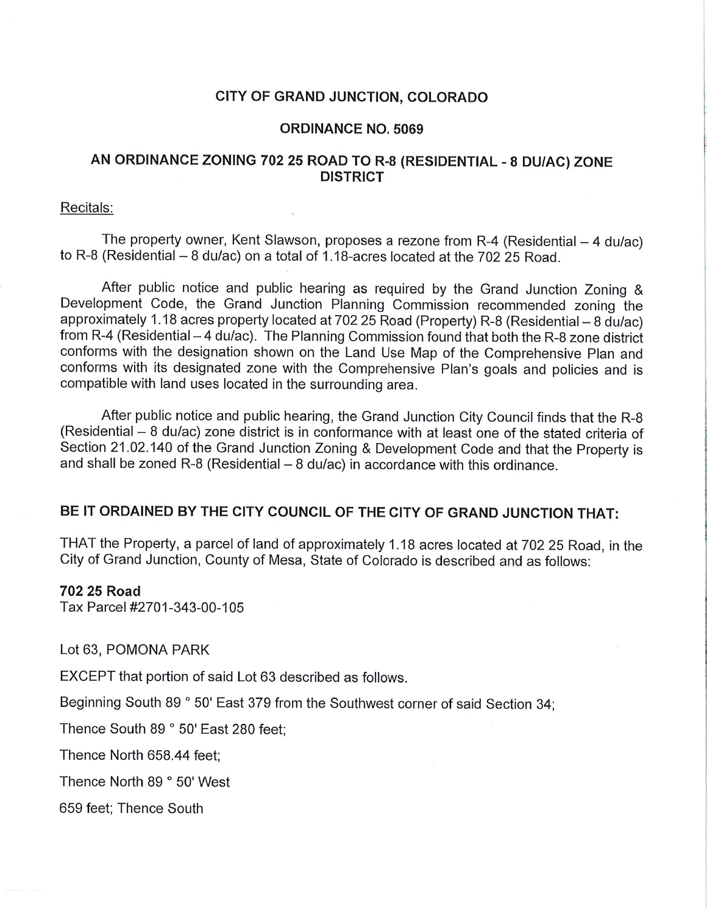# CITY OF GRAND JUNCTION, COLORADO

## ORDINANCE NO. 5069

## AN ORDINANCE ZONING 702 25 ROAD TO R-8 (RESIDENTIAL - 8 DU/AC) ZONE DISTRICT

Recitals:

The property owner, Kent Slawson, proposes a rezone from R-4 (Residential – 4 du/ac) to R-8 (Residential – 8 du/ac) on a total of 1.18-acres located at the 702 25 Road.

After public notice and public hearing as required by the Grand Junction Zoning & Development Code, the Grand Junction Planning Commission recommended zoning the approximately 1.18 acres property located at 702 25 Road (Property) R-8 (Residential – 8 du/ac) from R-4 (Residential – 4 du/ac). The Planning Commission found that both the R-8 zone district conforms with the designation shown on the Land Use Map of the Comprehensive Plan and conforms with its designated zone with the Comprehensive Plan's goals and policies and is compatible with land uses located in the surrounding area.

After public notice and public hearing, the Grand Junction City Council finds that the R-8 (Residential – 8 du/ac) zone district is in conformance with at least one of the stated criteria of Section 21.02.140 of the Grand Junction Zoning & Development Code and that the Property is and shall be zoned R-8 (Residential – 8 du/ac) in accordance with this ordinance.

**BE IT ORDAINED BY THE CITY COUNCIL OF THE CITY OF GRAND JUNCTION THAT:**

THAT the Property, a parcel of land of approximately 1.18 acres located at 702 25 Road, in the City of Grand Junction, County of Mesa, State of Colorado is described and as follows:

**702 25 Road**
Tax Parcel #2701-343-00-105

Lot 63, POMONA PARK

EXCEPT that portion of said Lot 63 described as follows.

Beginning South 89 ° 50' East 379 from the Southwest corner of said Section 34;

Thence South 89 ° 50' East 280 feet;

Thence North 658.44 feet;

Thence North 89 ° 50' West

659 feet; Thence South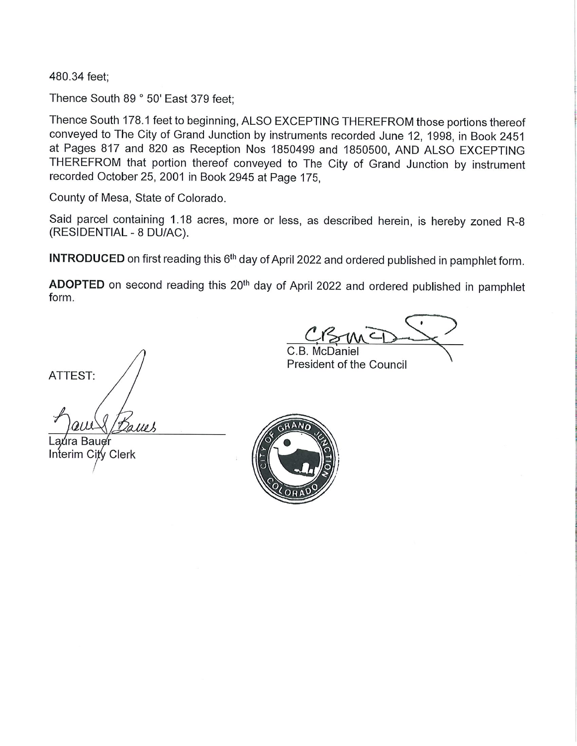480.34 feet;

Thence South 89 ° 50' East 379 feet;

Thence South 178.1 feet to beginning, ALSO EXCEPTING THEREFROM those portions thereof conveyed to The City of Grand Junction by instruments recorded June 12, 1998, in Book 2451 at Pages 817 and 820 as Reception Nos 1850499 and 1850500, AND ALSO EXCEPTING THEREFROM that portion thereof conveyed to The City of Grand Junction by instrument recorded October 25, 2001 in Book 2945 at Page 175,

County of Mesa, State of Colorado.

Said parcel containing 1.18 acres, more or less, as described herein, is hereby zoned R-8 (RESIDENTIAL - 8 DU/AC).

**INTRODUCED** on first reading this 6th day of April 2022 and ordered published in pamphlet form.

**ADOPTED** on second reading this 20th day of April 2022 and ordered published in pamphlet form.

C.B. McDaniel
President of the Council

ATTEST:

Laura Bauer
Interim City Clerk

CITY OF GRAND JUNCTION COLORADO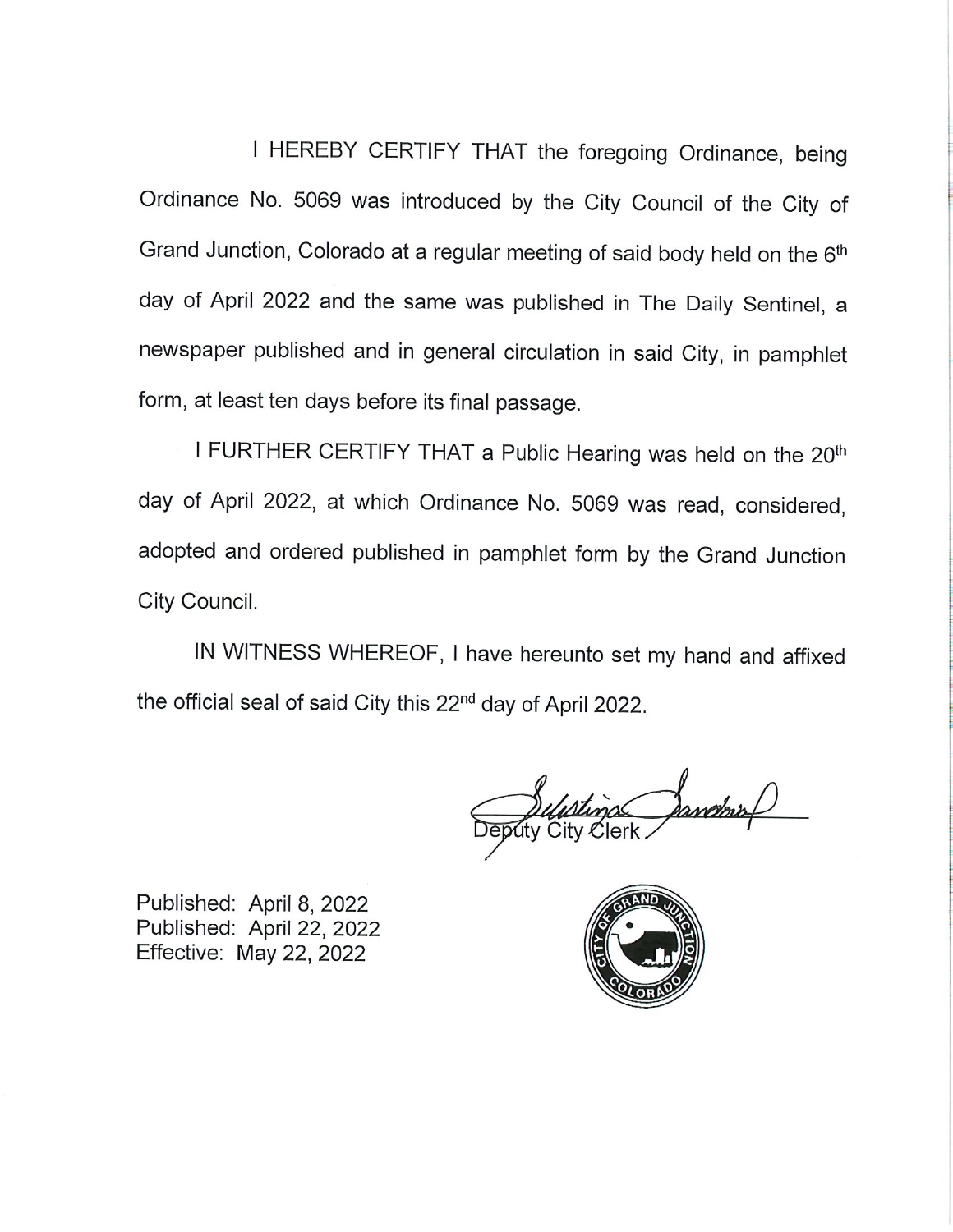I HEREBY CERTIFY THAT the foregoing Ordinance, being Ordinance No. 5069 was introduced by the City Council of the City of Grand Junction, Colorado at a regular meeting of said body held on the 6th day of April 2022 and the same was published in The Daily Sentinel, a newspaper published and in general circulation in said City, in pamphlet form, at least ten days before its final passage.

I FURTHER CERTIFY THAT a Public Hearing was held on the 20th day of April 2022, at which Ordinance No. 5069 was read, considered, adopted and ordered published in pamphlet form by the Grand Junction City Council.

IN WITNESS WHEREOF, I have hereunto set my hand and affixed the official seal of said City this 22nd day of April 2022.

Deputy City Clerk

Published: April 8, 2022
Published: April 22, 2022
Effective: May 22, 2022